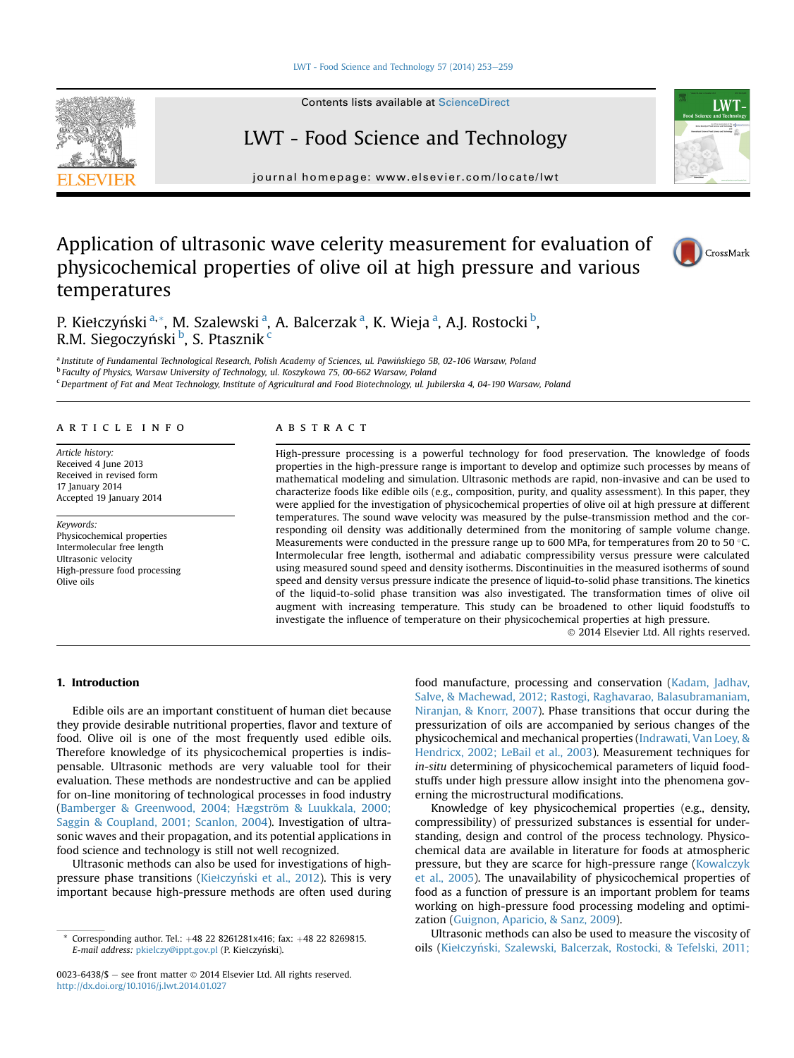# Application of ultrasonic wave celerity measurement for evaluation of physicochemical properties of olive oil at high pressure and various temperatures

P. Kiełczyński [a,*], M. Szalewski [a], A. Balcerzak [a], K. Wieja [a], A.J. Rostocki [b], R.M. Siegoczyński [b], S. Ptasznik [c]

[a] Institute of Fundamental Technological Research, Polish Academy of Sciences, ul. Pawińskiego 5B, 02-106 Warsaw, Poland
[b] Faculty of Physics, Warsaw University of Technology, ul. Koszykowa 75, 00-662 Warsaw, Poland
[c] Department of Fat and Meat Technology, Institute of Agricultural and Food Biotechnology, ul. Jubilerska 4, 04-190 Warsaw, Poland

## ARTICLE INFO

*Article history:*
Received 4 June 2013
Received in revised form 17 January 2014
Accepted 19 January 2014

*Keywords:*
Physicochemical properties
Intermolecular free length
Ultrasonic velocity
High-pressure food processing
Olive oils

## ABSTRACT

High-pressure processing is a powerful technology for food preservation. The knowledge of foods properties in the high-pressure range is important to develop and optimize such processes by means of mathematical modeling and simulation. Ultrasonic methods are rapid, non-invasive and can be used to characterize foods like edible oils (e.g., composition, purity, and quality assessment). In this paper, they were applied for the investigation of physicochemical properties of olive oil at high pressure at different temperatures. The sound wave velocity was measured by the pulse-transmission method and the corresponding oil density was additionally determined from the monitoring of sample volume change. Measurements were conducted in the pressure range up to 600 MPa, for temperatures from 20 to 50 °C. Intermolecular free length, isothermal and adiabatic compressibility versus pressure were calculated using measured sound speed and density isotherms. Discontinuities in the measured isotherms of sound speed and density versus pressure indicate the presence of liquid-to-solid phase transitions. The kinetics of the liquid-to-solid phase transition was also investigated. The transformation times of olive oil augment with increasing temperature. This study can be broadened to other liquid foodstuffs to investigate the influence of temperature on their physicochemical properties at high pressure.

© 2014 Elsevier Ltd. All rights reserved.

## 1. Introduction

Edible oils are an important constituent of human diet because they provide desirable nutritional properties, flavor and texture of food. Olive oil is one of the most frequently used edible oils. Therefore knowledge of its physicochemical properties is indispensable. Ultrasonic methods are very valuable tool for their evaluation. These methods are nondestructive and can be applied for on-line monitoring of technological processes in food industry (Bamberger & Greenwood, 2004; Hægström & Luukkala, 2000; Saggin & Coupland, 2001; Scanlon, 2004). Investigation of ultrasonic waves and their propagation, and its potential applications in food science and technology is still not well recognized.

Ultrasonic methods can also be used for investigations of high-pressure phase transitions (Kiełczyński et al., 2012). This is very important because high-pressure methods are often used during food manufacture, processing and conservation (Kadam, Jadhav, Salve, & Machewad, 2012; Rastogi, Raghavarao, Balasubramaniam, Niranjan, & Knorr, 2007). Phase transitions that occur during the pressurization of oils are accompanied by serious changes of the physicochemical and mechanical properties (Indrawati, Van Loey, & Hendricx, 2002; LeBail et al., 2003). Measurement techniques for *in-situ* determining of physicochemical parameters of liquid foodstuffs under high pressure allow insight into the phenomena governing the microstructural modifications.

Knowledge of key physicochemical properties (e.g., density, compressibility) of pressurized substances is essential for understanding, design and control of the process technology. Physicochemical data are available in literature for foods at atmospheric pressure, but they are scarce for high-pressure range (Kowalczyk et al., 2005). The unavailability of physicochemical properties of food as a function of pressure is an important problem for teams working on high-pressure food processing modeling and optimization (Guignon, Aparicio, & Sanz, 2009).

Ultrasonic methods can also be used to measure the viscosity of oils (Kiełczyński, Szalewski, Balcerzak, Rostocki, & Tefelski, 2011;

\* Corresponding author. Tel.: +48 22 8261281x416; fax: +48 22 8269815.
E-mail address: pkielczy@ippt.gov.pl (P. Kiełczyński).

0023-6438/$ – see front matter © 2014 Elsevier Ltd. All rights reserved.
http://dx.doi.org/10.1016/j.lwt.2014.01.027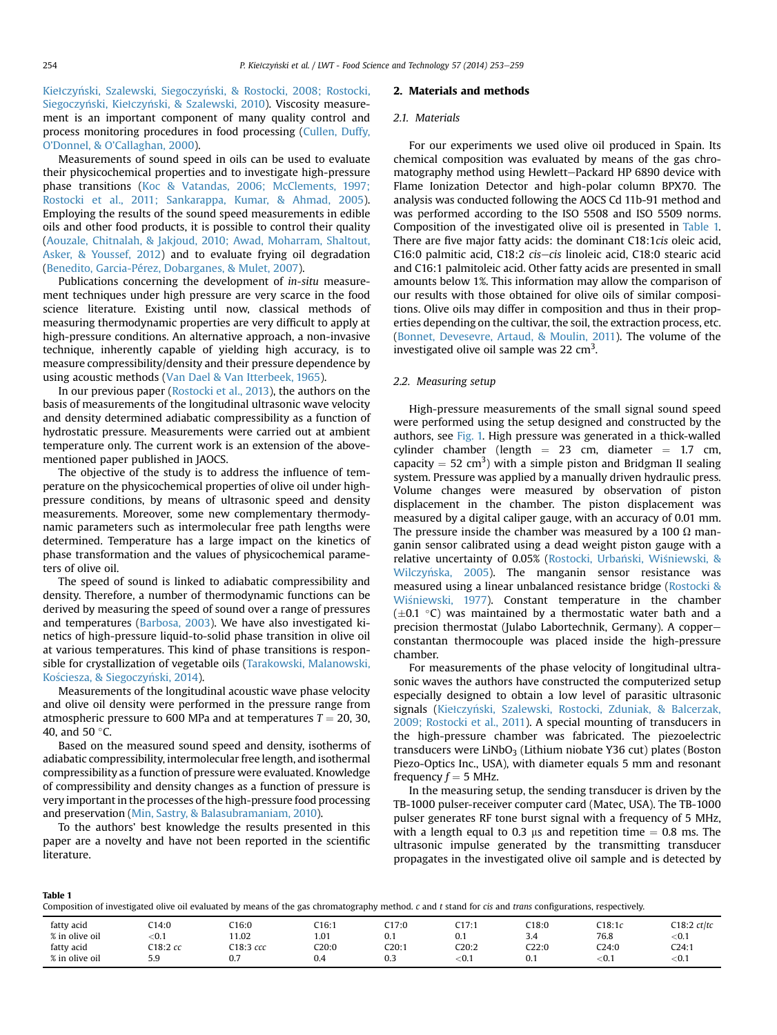Kiełczyński, Szalewski, Siegoczyński, & Rostocki, 2008; Rostocki, Siegoczyński, Kiełczyński, & Szalewski, 2010). Viscosity measurement is an important component of many quality control and process monitoring procedures in food processing (Cullen, Duffy, O'Donnel, & O'Callaghan, 2000).

Measurements of sound speed in oils can be used to evaluate their physicochemical properties and to investigate high-pressure phase transitions (Koc & Vatandas, 2006; McClements, 1997; Rostocki et al., 2011; Sankarappa, Kumar, & Ahmad, 2005). Employing the results of the sound speed measurements in edible oils and other food products, it is possible to control their quality (Aouzale, Chitnalah, & Jakjoud, 2010; Awad, Moharram, Shaltout, Asker, & Youssef, 2012) and to evaluate frying oil degradation (Benedito, Garcia-Pérez, Dobarganes, & Mulet, 2007).

Publications concerning the development of *in-situ* measurement techniques under high pressure are very scarce in the food science literature. Existing until now, classical methods of measuring thermodynamic properties are very difficult to apply at high-pressure conditions. An alternative approach, a non-invasive technique, inherently capable of yielding high accuracy, is to measure compressibility/density and their pressure dependence by using acoustic methods (Van Dael & Van Itterbeek, 1965).

In our previous paper (Rostocki et al., 2013), the authors on the basis of measurements of the longitudinal ultrasonic wave velocity and density determined adiabatic compressibility as a function of hydrostatic pressure. Measurements were carried out at ambient temperature only. The current work is an extension of the above-mentioned paper published in JAOCS.

The objective of the study is to address the influence of temperature on the physicochemical properties of olive oil under high-pressure conditions, by means of ultrasonic speed and density measurements. Moreover, some new complementary thermodynamic parameters such as intermolecular free path lengths were determined. Temperature has a large impact on the kinetics of phase transformation and the values of physicochemical parameters of olive oil.

The speed of sound is linked to adiabatic compressibility and density. Therefore, a number of thermodynamic functions can be derived by measuring the speed of sound over a range of pressures and temperatures (Barbosa, 2003). We have also investigated kinetics of high-pressure liquid-to-solid phase transition in olive oil at various temperatures. This kind of phase transitions is responsible for crystallization of vegetable oils (Tarakowski, Malanowski, Kościesza, & Siegoczyński, 2014).

Measurements of the longitudinal acoustic wave phase velocity and olive oil density were performed in the pressure range from atmospheric pressure to 600 MPa and at temperatures $T = 20$, 30, 40, and 50 °C.

Based on the measured sound speed and density, isotherms of adiabatic compressibility, intermolecular free length, and isothermal compressibility as a function of pressure were evaluated. Knowledge of compressibility and density changes as a function of pressure is very important in the processes of the high-pressure food processing and preservation (Min, Sastry, & Balasubramaniam, 2010).

To the authors' best knowledge the results presented in this paper are a novelty and have not been reported in the scientific literature.

## 2. Materials and methods

### 2.1. Materials

For our experiments we used olive oil produced in Spain. Its chemical composition was evaluated by means of the gas chromatography method using Hewlett–Packard HP 6890 device with Flame Ionization Detector and high-polar column BPX70. The analysis was conducted following the AOCS Cd 11b-91 method and was performed according to the ISO 5508 and ISO 5509 norms. Composition of the investigated olive oil is presented in Table 1. There are five major fatty acids: the dominant C18:1*cis* oleic acid, C16:0 palmitic acid, C18:2 *cis–cis* linoleic acid, C18:0 stearic acid and C16:1 palmitoleic acid. Other fatty acids are presented in small amounts below 1%. This information may allow the comparison of our results with those obtained for olive oils of similar compositions. Olive oils may differ in composition and thus in their properties depending on the cultivar, the soil, the extraction process, etc. (Bonnet, Devesevre, Artaud, & Moulin, 2011). The volume of the investigated olive oil sample was 22 $cm^3$.

### 2.2. Measuring setup

High-pressure measurements of the small signal sound speed were performed using the setup designed and constructed by the authors, see Fig. 1. High pressure was generated in a thick-walled cylinder chamber (length = 23 cm, diameter = 1.7 cm, capacity = 52 $cm^3$) with a simple piston and Bridgman II sealing system. Pressure was applied by a manually driven hydraulic press. Volume changes were measured by observation of piston displacement in the chamber. The piston displacement was measured by a digital caliper gauge, with an accuracy of 0.01 mm. The pressure inside the chamber was measured by a 100 Ω manganin sensor calibrated using a dead weight piston gauge with a relative uncertainty of 0.05% (Rostocki, Urbański, Wiśniewski, & Wilczyńska, 2005). The manganin sensor resistance was measured using a linear unbalanced resistance bridge (Rostocki & Wiśniewski, 1977). Constant temperature in the chamber (±0.1 °C) was maintained by a thermostatic water bath and a precision thermostat (Julabo Labortechnik, Germany). A copper–constantan thermocouple was placed inside the high-pressure chamber.

For measurements of the phase velocity of longitudinal ultrasonic waves the authors have constructed the computerized setup especially designed to obtain a low level of parasitic ultrasonic signals (Kiełczyński, Szalewski, Rostocki, Zduniak, & Balcerzak, 2009; Rostocki et al., 2011). A special mounting of transducers in the high-pressure chamber was fabricated. The piezoelectric transducers were $LiNbO_3$ (Lithium niobate Y36 cut) plates (Boston Piezo-Optics Inc., USA), with diameter equals 5 mm and resonant frequency $f = 5$ MHz.

In the measuring setup, the sending transducer is driven by the TB-1000 pulser-receiver computer card (Matec, USA). The TB-1000 pulser generates RF tone burst signal with a frequency of 5 MHz, with a length equal to 0.3 μs and repetition time = 0.8 ms. The ultrasonic impulse generated by the transmitting transducer propagates in the investigated olive oil sample and is detected by

**Table 1**
Composition of investigated olive oil evaluated by means of the gas chromatography method. *c* and *t* stand for *cis* and *trans* configurations, respectively.

| fatty acid | C14:0 | C16:0 | C16:1 | C17:0 | C17:1 | C18:0 | C18:1*c* | C18:2 *ct/tc* |
|---|---|---|---|---|---|---|---|---|
| % in olive oil | <0.1 | 11.02 | 1.01 | 0.1 | 0.1 | 3.4 | 76.8 | <0.1 |
| fatty acid | C18:2 *cc* | C18:3 *ccc* | C20:0 | C20:1 | C20:2 | C22:0 | C24:0 | C24:1 |
| % in olive oil | 5.9 | 0.7 | 0.4 | 0.3 | <0.1 | 0.1 | <0.1 | <0.1 |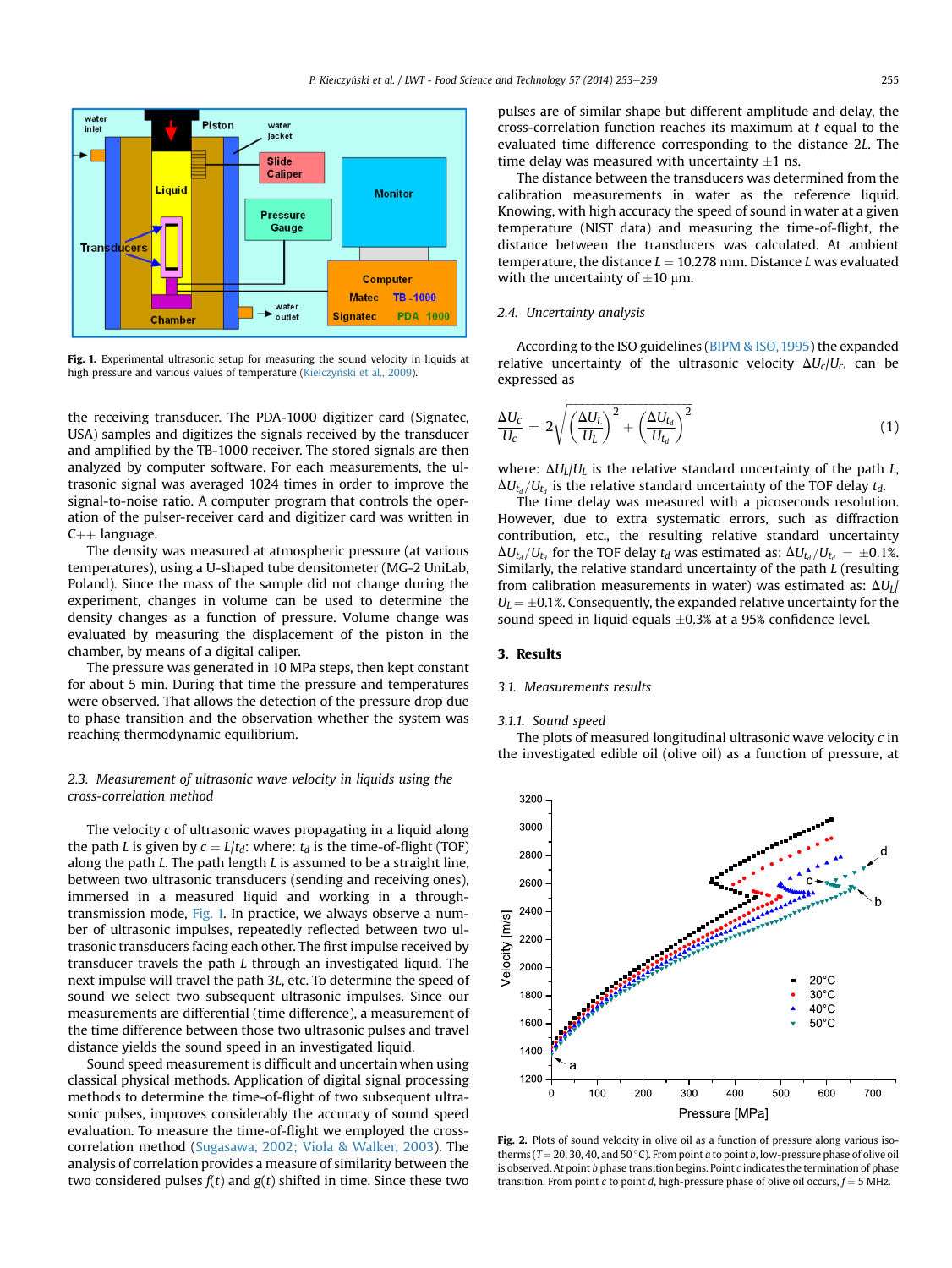Fig. 1. Experimental ultrasonic setup for measuring the sound velocity in liquids at high pressure and various values of temperature (Kiełczyński et al., 2009).

the receiving transducer. The PDA-1000 digitizer card (Signatec, USA) samples and digitizes the signals received by the transducer and amplified by the TB-1000 receiver. The stored signals are then analyzed by computer software. For each measurements, the ultrasonic signal was averaged 1024 times in order to improve the signal-to-noise ratio. A computer program that controls the operation of the pulser-receiver card and digitizer card was written in C++ language.

The density was measured at atmospheric pressure (at various temperatures), using a U-shaped tube densitometer (MG-2 UniLab, Poland). Since the mass of the sample did not change during the experiment, changes in volume can be used to determine the density changes as a function of pressure. Volume change was evaluated by measuring the displacement of the piston in the chamber, by means of a digital caliper.

The pressure was generated in 10 MPa steps, then kept constant for about 5 min. During that time the pressure and temperatures were observed. That allows the detection of the pressure drop due to phase transition and the observation whether the system was reaching thermodynamic equilibrium.

### 2.3. Measurement of ultrasonic wave velocity in liquids using the cross-correlation method

The velocity $c$ of ultrasonic waves propagating in a liquid along the path $L$ is given by $c = L/t_d$: where: $t_d$ is the time-of-flight (TOF) along the path $L$. The path length $L$ is assumed to be a straight line, between two ultrasonic transducers (sending and receiving ones), immersed in a measured liquid and working in a through-transmission mode, Fig. 1. In practice, we always observe a number of ultrasonic impulses, repeatedly reflected between two ultrasonic transducers facing each other. The first impulse received by transducer travels the path $L$ through an investigated liquid. The next impulse will travel the path $3L$, etc. To determine the speed of sound we select two subsequent ultrasonic impulses. Since our measurements are differential (time difference), a measurement of the time difference between those two ultrasonic pulses and travel distance yields the sound speed in an investigated liquid.

Sound speed measurement is difficult and uncertain when using classical physical methods. Application of digital signal processing methods to determine the time-of-flight of two subsequent ultrasonic pulses, improves considerably the accuracy of sound speed evaluation. To measure the time-of-flight we employed the cross-correlation method (Sugasawa, 2002; Viola & Walker, 2003). The analysis of correlation provides a measure of similarity between the two considered pulses $f(t)$ and $g(t)$ shifted in time. Since these two pulses are of similar shape but different amplitude and delay, the cross-correlation function reaches its maximum at $t$ equal to the evaluated time difference corresponding to the distance $2L$. The time delay was measured with uncertainty ±1 ns.

The distance between the transducers was determined from the calibration measurements in water as the reference liquid. Knowing, with high accuracy the speed of sound in water at a given temperature (NIST data) and measuring the time-of-flight, the distance between the transducers was calculated. At ambient temperature, the distance $L = 10.278$ mm. Distance $L$ was evaluated with the uncertainty of ±10 μm.

### 2.4. Uncertainty analysis

According to the ISO guidelines (BIPM & ISO, 1995) the expanded relative uncertainty of the ultrasonic velocity $\Delta U_c/U_c$, can be expressed as

$$\frac{\Delta U_c}{U_c} = 2\sqrt{\left(\frac{\Delta U_L}{U_L}\right)^2 + \left(\frac{\Delta U_{t_d}}{U_{t_d}}\right)^2} \tag{1}$$

where: $\Delta U_L/U_L$ is the relative standard uncertainty of the path $L$, $\Delta U_{t_d}/U_{t_d}$ is the relative standard uncertainty of the TOF delay $t_d$.

The time delay was measured with a picoseconds resolution. However, due to extra systematic errors, such as diffraction contribution, etc., the resulting relative standard uncertainty $\Delta U_{t_d}/U_{t_d}$ for the TOF delay $t_d$ was estimated as: $\Delta U_{t_d}/U_{t_d} = \pm 0.1\%$. Similarly, the relative standard uncertainty of the path $L$ (resulting from calibration measurements in water) was estimated as: $\Delta U_L/U_L = \pm 0.1\%$. Consequently, the expanded relative uncertainty for the sound speed in liquid equals ±0.3% at a 95% confidence level.

## 3. Results

### 3.1. Measurements results

#### 3.1.1. Sound speed

The plots of measured longitudinal ultrasonic wave velocity $c$ in the investigated edible oil (olive oil) as a function of pressure, at

Fig. 2. Plots of sound velocity in olive oil as a function of pressure along various isotherms ($T = 20, 30, 40$, and 50 °C). From point $a$ to point $b$, low-pressure phase of olive oil is observed. At point $b$ phase transition begins. Point $c$ indicates the termination of phase transition. From point $c$ to point $d$, high-pressure phase of olive oil occurs, $f = 5$ MHz.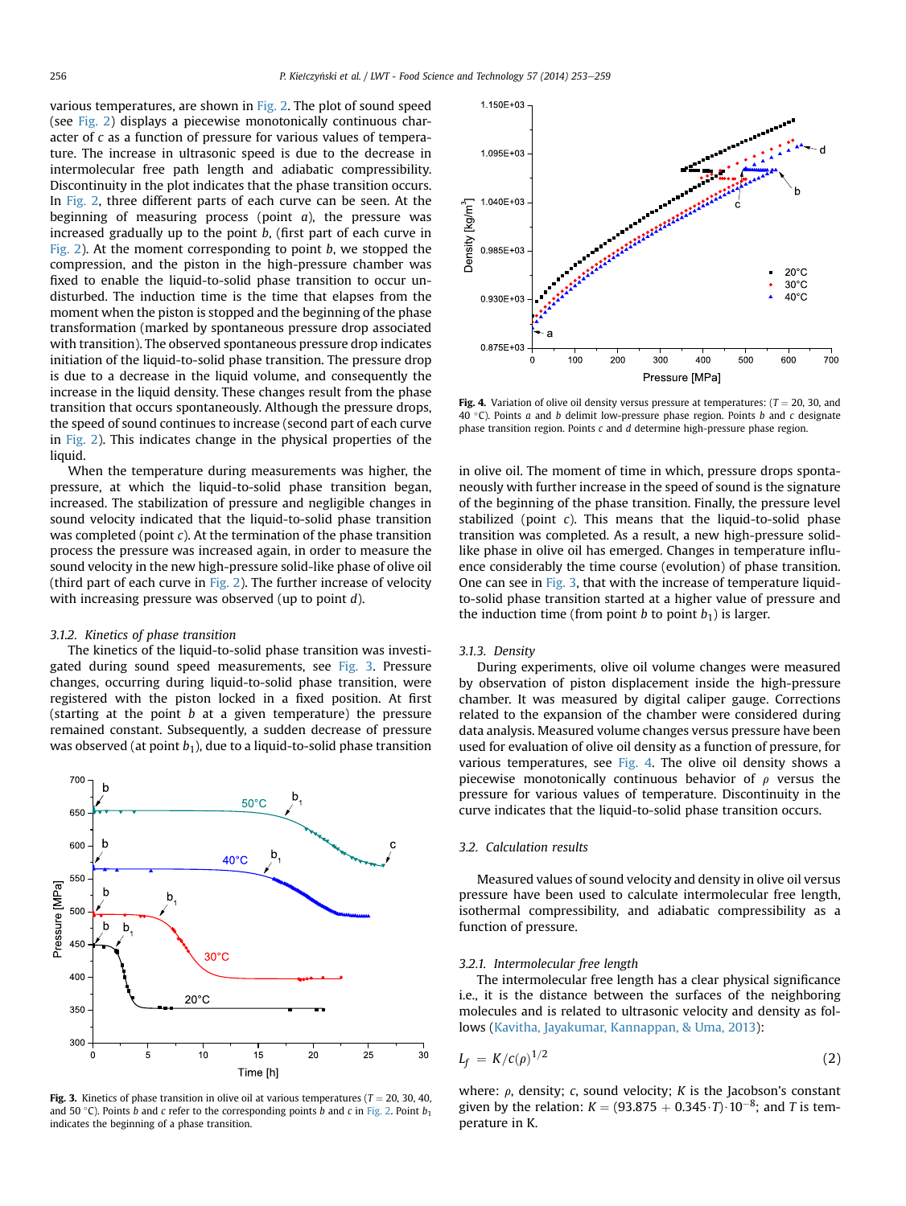various temperatures, are shown in Fig. 2. The plot of sound speed (see Fig. 2) displays a piecewise monotonically continuous character of $c$ as a function of pressure for various values of temperature. The increase in ultrasonic speed is due to the decrease in intermolecular free path length and adiabatic compressibility. Discontinuity in the plot indicates that the phase transition occurs. In Fig. 2, three different parts of each curve can be seen. At the beginning of measuring process (point $a$), the pressure was increased gradually up to the point $b$, (first part of each curve in Fig. 2). At the moment corresponding to point $b$, we stopped the compression, and the piston in the high-pressure chamber was fixed to enable the liquid-to-solid phase transition to occur undisturbed. The induction time is the time that elapses from the moment when the piston is stopped and the beginning of the phase transformation (marked by spontaneous pressure drop associated with transition). The observed spontaneous pressure drop indicates initiation of the liquid-to-solid phase transition. The pressure drop is due to a decrease in the liquid volume, and consequently the increase in the liquid density. These changes result from the phase transition that occurs spontaneously. Although the pressure drops, the speed of sound continues to increase (second part of each curve in Fig. 2). This indicates change in the physical properties of the liquid.

When the temperature during measurements was higher, the pressure, at which the liquid-to-solid phase transition began, increased. The stabilization of pressure and negligible changes in sound velocity indicated that the liquid-to-solid phase transition was completed (point $c$). At the termination of the phase transition process the pressure was increased again, in order to measure the sound velocity in the new high-pressure solid-like phase of olive oil (third part of each curve in Fig. 2). The further increase of velocity with increasing pressure was observed (up to point $d$).

### 3.1.2. Kinetics of phase transition

The kinetics of the liquid-to-solid phase transition was investigated during sound speed measurements, see Fig. 3. Pressure changes, occurring during liquid-to-solid phase transition, were registered with the piston locked in a fixed position. At first (starting at the point $b$ at a given temperature) the pressure remained constant. Subsequently, a sudden decrease of pressure was observed (at point $b_1$), due to a liquid-to-solid phase transition in olive oil. The moment of time in which, pressure drops spontaneously with further increase in the speed of sound is the signature of the beginning of the phase transition. Finally, the pressure level stabilized (point $c$). This means that the liquid-to-solid phase transition was completed. As a result, a new high-pressure solid-like phase in olive oil has emerged. Changes in temperature influence considerably the time course (evolution) of phase transition. One can see in Fig. 3, that with the increase of temperature liquid-to-solid phase transition started at a higher value of pressure and the induction time (from point $b$ to point $b_1$) is larger.

**Fig. 3.** Kinetics of phase transition in olive oil at various temperatures ($T$ = 20, 30, 40, and 50 °C). Points $b$ and $c$ refer to the corresponding points $b$ and $c$ in Fig. 2. Point $b_1$ indicates the beginning of a phase transition.

**Fig. 4.** Variation of olive oil density versus pressure at temperatures: ($T$ = 20, 30, and 40 °C). Points $a$ and $b$ delimit low-pressure phase region. Points $b$ and $c$ designate phase transition region. Points $c$ and $d$ determine high-pressure phase region.

### 3.1.3. Density

During experiments, olive oil volume changes were measured by observation of piston displacement inside the high-pressure chamber. It was measured by digital caliper gauge. Corrections related to the expansion of the chamber were considered during data analysis. Measured volume changes versus pressure have been used for evaluation of olive oil density as a function of pressure, for various temperatures, see Fig. 4. The olive oil density shows a piecewise monotonically continuous behavior of $\rho$ versus the pressure for various values of temperature. Discontinuity in the curve indicates that the liquid-to-solid phase transition occurs.

## 3.2. Calculation results

Measured values of sound velocity and density in olive oil versus pressure have been used to calculate intermolecular free length, isothermal compressibility, and adiabatic compressibility as a function of pressure.

### 3.2.1. Intermolecular free length

The intermolecular free length has a clear physical significance i.e., it is the distance between the surfaces of the neighboring molecules and is related to ultrasonic velocity and density as follows (Kavitha, Jayakumar, Kannappan, & Uma, 2013):

$$L_f = K/c(\rho)^{1/2} \tag{2}$$

where: $\rho$, density; $c$, sound velocity; $K$ is the Jacobson's constant given by the relation: $K = (93.875 + 0.345 \cdot T) \cdot 10^{-8}$; and $T$ is temperature in K.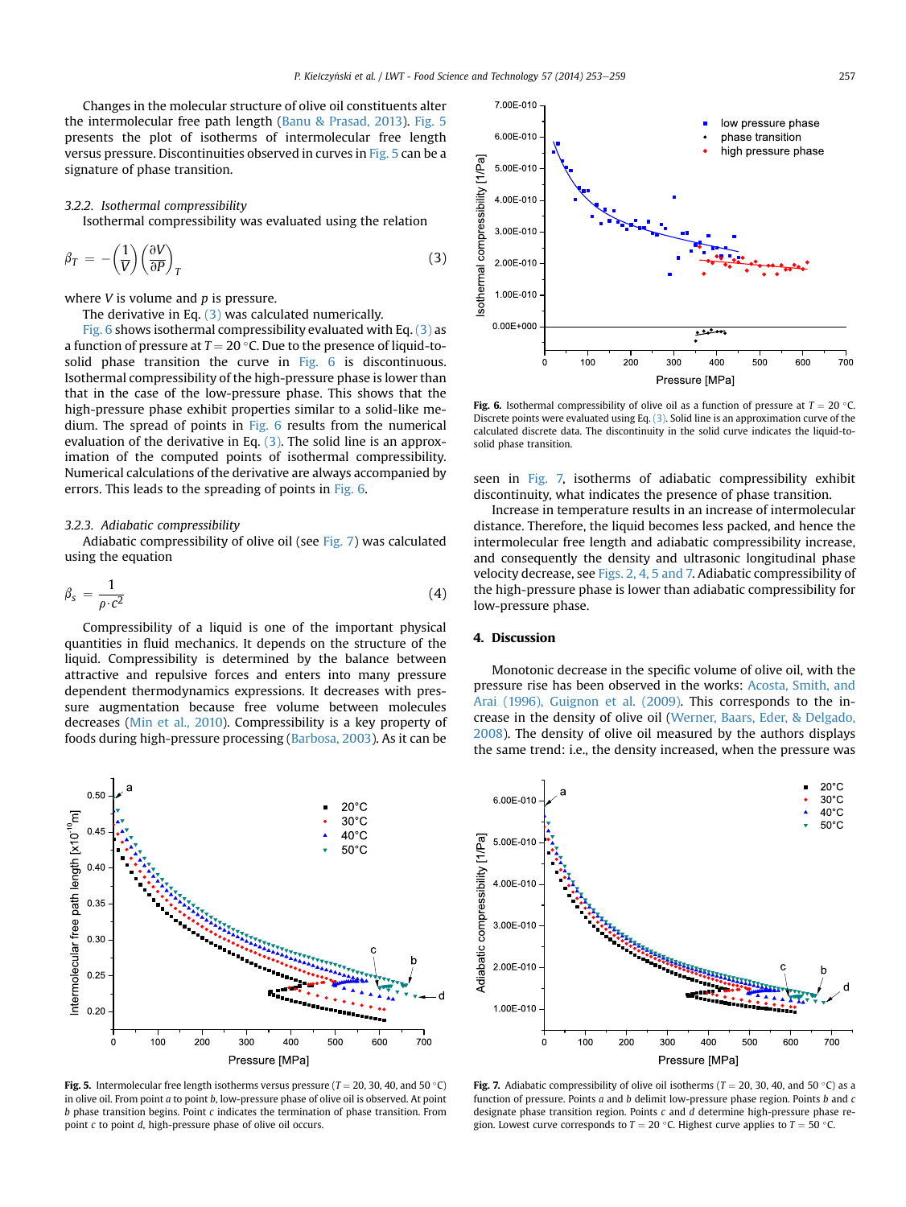Changes in the molecular structure of olive oil constituents alter the intermolecular free path length (Banu & Prasad, 2013). Fig. 5 presents the plot of isotherms of intermolecular free length versus pressure. Discontinuities observed in curves in Fig. 5 can be a signature of phase transition.

#### 3.2.2. Isothermal compressibility

Isothermal compressibility was evaluated using the relation

$$\beta_T = -\left(\frac{1}{V}\right)\left(\frac{\partial V}{\partial P}\right)_T \tag{3}$$

where $V$ is volume and $p$ is pressure.

The derivative in Eq. (3) was calculated numerically.

Fig. 6 shows isothermal compressibility evaluated with Eq. (3) as a function of pressure at $T = 20\,^{\circ}\mathrm{C}$. Due to the presence of liquid-to-solid phase transition the curve in Fig. 6 is discontinuous. Isothermal compressibility of the high-pressure phase is lower than that in the case of the low-pressure phase. This shows that the high-pressure phase exhibit properties similar to a solid-like medium. The spread of points in Fig. 6 results from the numerical evaluation of the derivative in Eq. (3). The solid line is an approximation of the computed points of isothermal compressibility. Numerical calculations of the derivative are always accompanied by errors. This leads to the spreading of points in Fig. 6.

#### 3.2.3. Adiabatic compressibility

Adiabatic compressibility of olive oil (see Fig. 7) was calculated using the equation

$$\beta_s = \frac{1}{\rho \cdot c^2} \tag{4}$$

Compressibility of a liquid is one of the important physical quantities in fluid mechanics. It depends on the structure of the liquid. Compressibility is determined by the balance between attractive and repulsive forces and enters into many pressure dependent thermodynamics expressions. It decreases with pressure augmentation because free volume between molecules decreases (Min et al., 2010). Compressibility is a key property of foods during high-pressure processing (Barbosa, 2003). As it can be seen in Fig. 7, isotherms of adiabatic compressibility exhibit discontinuity, what indicates the presence of phase transition.

Increase in temperature results in an increase of intermolecular distance. Therefore, the liquid becomes less packed, and hence the intermolecular free length and adiabatic compressibility increase, and consequently the density and ultrasonic longitudinal phase velocity decrease, see Figs. 2, 4, 5 and 7. Adiabatic compressibility of the high-pressure phase is lower than adiabatic compressibility for low-pressure phase.

Fig. 6. Isothermal compressibility of olive oil as a function of pressure at $T = 20\,^{\circ}\mathrm{C}$. Discrete points were evaluated using Eq. (3). Solid line is an approximation curve of the calculated discrete data. The discontinuity in the solid curve indicates the liquid-to-solid phase transition.

## 4. Discussion

Monotonic decrease in the specific volume of olive oil, with the pressure rise has been observed in the works: Acosta, Smith, and Arai (1996), Guignon et al. (2009). This corresponds to the increase in the density of olive oil (Werner, Baars, Eder, & Delgado, 2008). The density of olive oil measured by the authors displays the same trend: i.e., the density increased, when the pressure was

Fig. 5. Intermolecular free length isotherms versus pressure ($T = 20, 30, 40,$ and $50\,^{\circ}\mathrm{C}$) in olive oil. From point $a$ to point $b$, low-pressure phase of olive oil is observed. At point $b$ phase transition begins. Point $c$ indicates the termination of phase transition. From point $c$ to point $d$, high-pressure phase of olive oil occurs.

Fig. 7. Adiabatic compressibility of olive oil isotherms ($T = 20, 30, 40,$ and $50\,^{\circ}\mathrm{C}$) as a function of pressure. Points $a$ and $b$ delimit low-pressure phase region. Points $b$ and $c$ designate phase transition region. Points $c$ and $d$ determine high-pressure phase region. Lowest curve corresponds to $T = 20\,^{\circ}\mathrm{C}$. Highest curve applies to $T = 50\,^{\circ}\mathrm{C}$.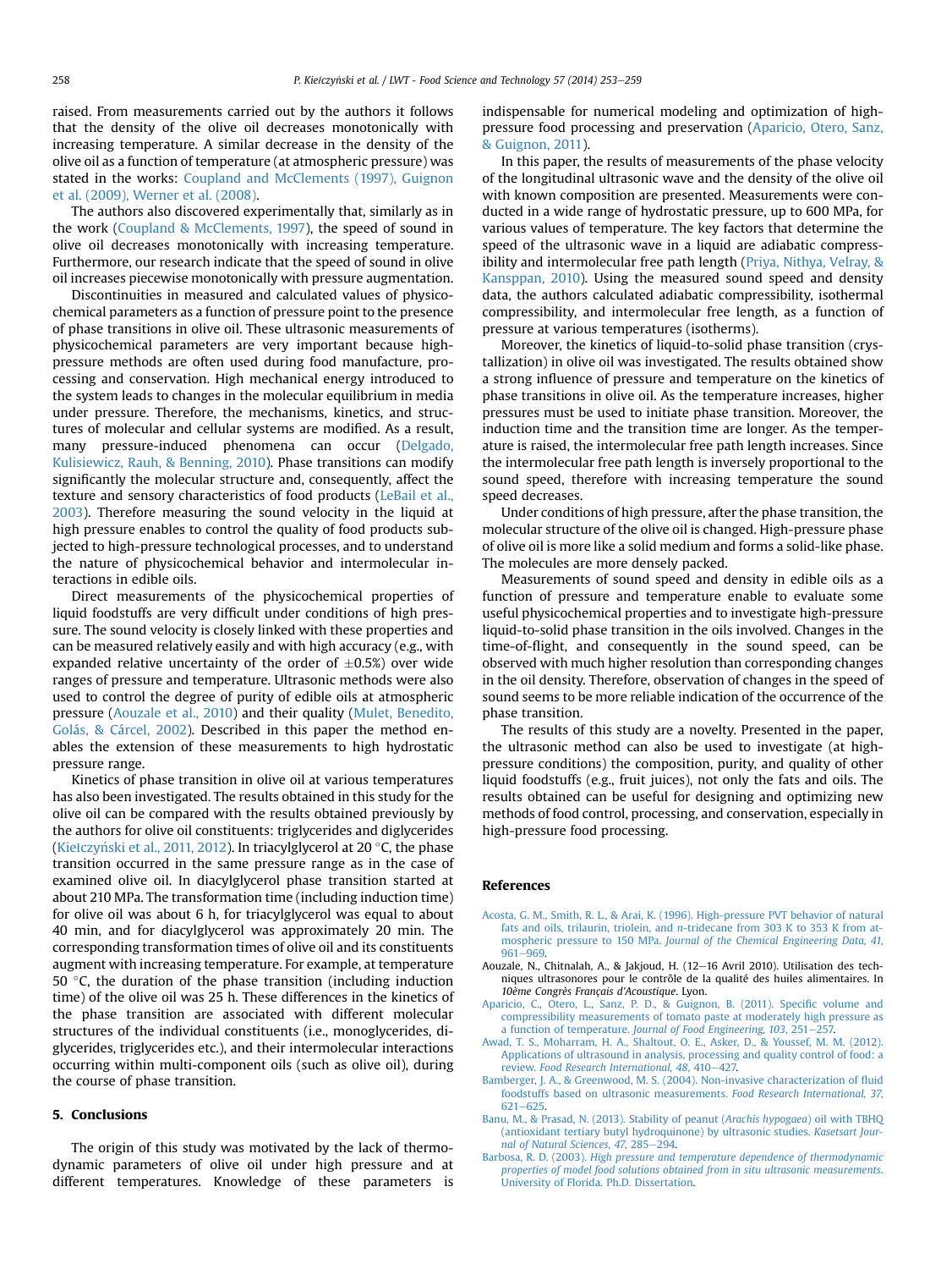raised. From measurements carried out by the authors it follows that the density of the olive oil decreases monotonically with increasing temperature. A similar decrease in the density of the olive oil as a function of temperature (at atmospheric pressure) was stated in the works: Coupland and McClements (1997), Guignon et al. (2009), Werner et al. (2008).

The authors also discovered experimentally that, similarly as in the work (Coupland & McClements, 1997), the speed of sound in olive oil decreases monotonically with increasing temperature. Furthermore, our research indicate that the speed of sound in olive oil increases piecewise monotonically with pressure augmentation.

Discontinuities in measured and calculated values of physicochemical parameters as a function of pressure point to the presence of phase transitions in olive oil. These ultrasonic measurements of physicochemical parameters are very important because high-pressure methods are often used during food manufacture, processing and conservation. High mechanical energy introduced to the system leads to changes in the molecular equilibrium in media under pressure. Therefore, the mechanisms, kinetics, and structures of molecular and cellular systems are modified. As a result, many pressure-induced phenomena can occur (Delgado, Kulisiewicz, Rauh, & Benning, 2010). Phase transitions can modify significantly the molecular structure and, consequently, affect the texture and sensory characteristics of food products (LeBail et al., 2003). Therefore measuring the sound velocity in the liquid at high pressure enables to control the quality of food products subjected to high-pressure technological processes, and to understand the nature of physicochemical behavior and intermolecular interactions in edible oils.

Direct measurements of the physicochemical properties of liquid foodstuffs are very difficult under conditions of high pressure. The sound velocity is closely linked with these properties and can be measured relatively easily and with high accuracy (e.g., with expanded relative uncertainty of the order of $\pm 0.5\%$) over wide ranges of pressure and temperature. Ultrasonic methods were also used to control the degree of purity of edible oils at atmospheric pressure (Aouzale et al., 2010) and their quality (Mulet, Benedito, Golás, & Cárcel, 2002). Described in this paper the method enables the extension of these measurements to high hydrostatic pressure range.

Kinetics of phase transition in olive oil at various temperatures has also been investigated. The results obtained in this study for the olive oil can be compared with the results obtained previously by the authors for olive oil constituents: triglycerides and diglycerides (Kiełczyński et al., 2011, 2012). In triacylglycerol at 20 °C, the phase transition occurred in the same pressure range as in the case of examined olive oil. In diacylglycerol phase transition started at about 210 MPa. The transformation time (including induction time) for olive oil was about 6 h, for triacylglycerol was equal to about 40 min, and for diacylglycerol was approximately 20 min. The corresponding transformation times of olive oil and its constituents augment with increasing temperature. For example, at temperature 50 °C, the duration of the phase transition (including induction time) of the olive oil was 25 h. These differences in the kinetics of the phase transition are associated with different molecular structures of the individual constituents (i.e., monoglycerides, diglycerides, triglycerides etc.), and their intermolecular interactions occurring within multi-component oils (such as olive oil), during the course of phase transition.

## 5. Conclusions

The origin of this study was motivated by the lack of thermodynamic parameters of olive oil under high pressure and at different temperatures. Knowledge of these parameters is indispensable for numerical modeling and optimization of high-pressure food processing and preservation (Aparicio, Otero, Sanz, & Guignon, 2011).

In this paper, the results of measurements of the phase velocity of the longitudinal ultrasonic wave and the density of the olive oil with known composition are presented. Measurements were conducted in a wide range of hydrostatic pressure, up to 600 MPa, for various values of temperature. The key factors that determine the speed of the ultrasonic wave in a liquid are adiabatic compressibility and intermolecular free path length (Priya, Nithya, Velray, & Kansppan, 2010). Using the measured sound speed and density data, the authors calculated adiabatic compressibility, isothermal compressibility, and intermolecular free length, as a function of pressure at various temperatures (isotherms).

Moreover, the kinetics of liquid-to-solid phase transition (crystallization) in olive oil was investigated. The results obtained show a strong influence of pressure and temperature on the kinetics of phase transitions in olive oil. As the temperature increases, higher pressures must be used to initiate phase transition. Moreover, the induction time and the transition time are longer. As the temperature is raised, the intermolecular free path length increases. Since the intermolecular free path length is inversely proportional to the sound speed, therefore with increasing temperature the sound speed decreases.

Under conditions of high pressure, after the phase transition, the molecular structure of the olive oil is changed. High-pressure phase of olive oil is more like a solid medium and forms a solid-like phase. The molecules are more densely packed.

Measurements of sound speed and density in edible oils as a function of pressure and temperature enable to evaluate some useful physicochemical properties and to investigate high-pressure liquid-to-solid phase transition in the oils involved. Changes in the time-of-flight, and consequently in the sound speed, can be observed with much higher resolution than corresponding changes in the oil density. Therefore, observation of changes in the speed of sound seems to be more reliable indication of the occurrence of the phase transition.

The results of this study are a novelty. Presented in the paper, the ultrasonic method can also be used to investigate (at high-pressure conditions) the composition, purity, and quality of other liquid foodstuffs (e.g., fruit juices), not only the fats and oils. The results obtained can be useful for designing and optimizing new methods of food control, processing, and conservation, especially in high-pressure food processing.

## References

Acosta, G. M., Smith, R. L., & Arai, K. (1996). High-pressure PVT behavior of natural fats and oils, trilaurin, triolein, and *n*-tridecane from 303 K to 353 K from atmospheric pressure to 150 MPa. *Journal of the Chemical Engineering Data, 41*, 961–969.

Aouzale, N., Chitnalah, A., & Jakjoud, H. (12–16 Avril 2010). Utilisation des techniques ultrasonores pour le contrôle de la qualité des huiles alimentaires. In *10ème Congrès Français d'Acoustique*. Lyon.

Aparicio, C., Otero, L., Sanz, P. D., & Guignon, B. (2011). Specific volume and compressibility measurements of tomato paste at moderately high pressure as a function of temperature. *Journal of Food Engineering, 103*, 251–257.

Awad, T. S., Moharram, H. A., Shaltout, O. E., Asker, D., & Youssef, M. M. (2012). Applications of ultrasound in analysis, processing and quality control of food: a review. *Food Research International, 48*, 410–427.

Bamberger, J. A., & Greenwood, M. S. (2004). Non-invasive characterization of fluid foodstuffs based on ultrasonic measurements. *Food Research International, 37*, 621–625.

Banu, M., & Prasad, N. (2013). Stability of peanut (*Arachis hypogaea*) oil with TBHQ (antioxidant tertiary butyl hydroquinone) by ultrasonic studies. *Kasetsart Journal of Natural Sciences, 47*, 285–294.

Barbosa, R. D. (2003). *High pressure and temperature dependence of thermodynamic properties of model food solutions obtained from in situ ultrasonic measurements*. University of Florida. Ph.D. Dissertation.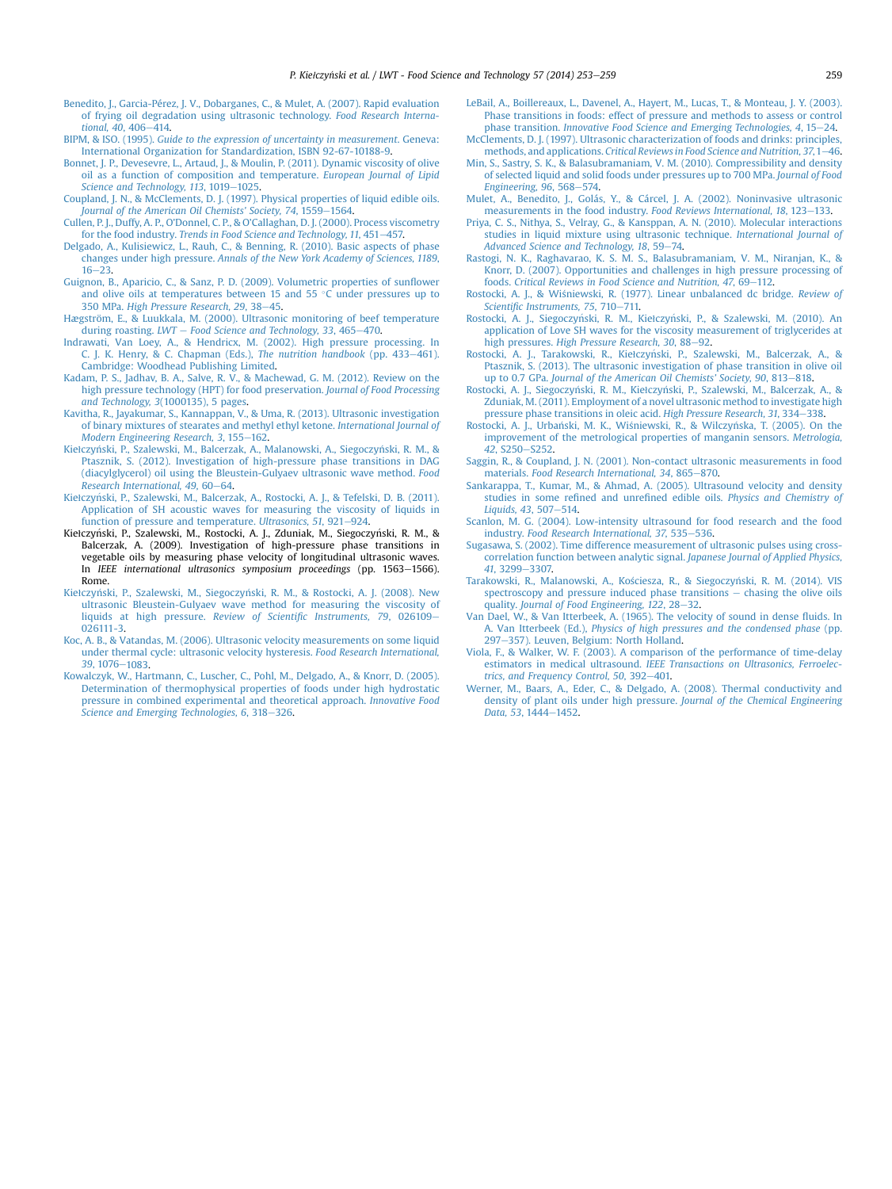Benedito, J., Garcia-Pérez, J. V., Dobarganes, C., & Mulet, A. (2007). Rapid evaluation of frying oil degradation using ultrasonic technology. *Food Research International, 40*, 406–414.

BIPM, & ISO. (1995). *Guide to the expression of uncertainty in measurement*. Geneva: International Organization for Standardization, ISBN 92-67-10188-9.

Bonnet, J. P., Devesevre, L., Artaud, J., & Moulin, P. (2011). Dynamic viscosity of olive oil as a function of composition and temperature. *European Journal of Lipid Science and Technology, 113*, 1019–1025.

Coupland, J. N., & McClements, D. J. (1997). Physical properties of liquid edible oils. *Journal of the American Oil Chemists' Society, 74*, 1559–1564.

Cullen, P. J., Duffy, A. P., O'Donnel, C. P., & O'Callaghan, D. J. (2000). Process viscometry for the food industry. *Trends in Food Science and Technology, 11*, 451–457.

Delgado, A., Kulisiewicz, L., Rauh, C., & Benning, R. (2010). Basic aspects of phase changes under high pressure. *Annals of the New York Academy of Sciences, 1189*, 16–23.

Guignon, B., Aparicio, C., & Sanz, P. D. (2009). Volumetric properties of sunflower and olive oils at temperatures between 15 and 55 °C under pressures up to 350 MPa. *High Pressure Research, 29*, 38–45.

Hægström, E., & Luukkala, M. (2000). Ultrasonic monitoring of beef temperature during roasting. *LWT – Food Science and Technology, 33*, 465–470.

Indrawati, Van Loey, A., & Hendricx, M. (2002). High pressure processing. In C. J. K. Henry, & C. Chapman (Eds.), *The nutrition handbook* (pp. 433–461). Cambridge: Woodhead Publishing Limited.

Kadam, P. S., Jadhav, B. A., Salve, R. V., & Machewad, G. M. (2012). Review on the high pressure technology (HPT) for food preservation. *Journal of Food Processing and Technology, 3*(1000135), 5 pages.

Kavitha, R., Jayakumar, S., Kannappan, V., & Uma, R. (2013). Ultrasonic investigation of binary mixtures of stearates and methyl ethyl ketone. *International Journal of Modern Engineering Research, 3*, 155–162.

Kiełczyński, P., Szalewski, M., Balcerzak, A., Malanowski, A., Siegoczyński, R. M., & Ptasznik, S. (2012). Investigation of high-pressure phase transitions in DAG (diacylglycerol) oil using the Bleustein-Gulyaev ultrasonic wave method. *Food Research International, 49*, 60–64.

Kiełczyński, P., Szalewski, M., Balcerzak, A., Rostocki, A. J., & Tefelski, D. B. (2011). Application of SH acoustic waves for measuring the viscosity of liquids in function of pressure and temperature. *Ultrasonics, 51*, 921–924.

Kiełczyński, P., Szalewski, M., Rostocki, A. J., Zduniak, M., Siegoczyński, R. M., & Balcerzak, A. (2009). Investigation of high-pressure phase transitions in vegetable oils by measuring phase velocity of longitudinal ultrasonic waves. In *IEEE international ultrasonics symposium proceedings* (pp. 1563–1566). Rome.

Kiełczyński, P., Szalewski, M., Siegoczyński, R. M., & Rostocki, A. J. (2008). New ultrasonic Bleustein-Gulyaev wave method for measuring the viscosity of liquids at high pressure. *Review of Scientific Instruments, 79*, 026109–026111-3.

Koc, A. B., & Vatandas, M. (2006). Ultrasonic velocity measurements on some liquid under thermal cycle: ultrasonic velocity hysteresis. *Food Research International, 39*, 1076–1083.

Kowalczyk, W., Hartmann, C., Luscher, C., Pohl, M., Delgado, A., & Knorr, D. (2005). Determination of thermophysical properties of foods under high hydrostatic pressure in combined experimental and theoretical approach. *Innovative Food Science and Emerging Technologies, 6*, 318–326.

LeBail, A., Boillereaux, L., Davenel, A., Hayert, M., Lucas, T., & Monteau, J. Y. (2003). Phase transitions in foods: effect of pressure and methods to assess or control phase transition. *Innovative Food Science and Emerging Technologies, 4*, 15–24.

McClements, D. J. (1997). Ultrasonic characterization of foods and drinks: principles, methods, and applications. *Critical Reviews in Food Science and Nutrition, 37*, 1–46.

Min, S., Sastry, S. K., & Balasubramaniam, V. M. (2010). Compressibility and density of selected liquid and solid foods under pressures up to 700 MPa. *Journal of Food Engineering, 96*, 568–574.

Mulet, A., Benedito, J., Golás, Y., & Cárcel, J. A. (2002). Noninvasive ultrasonic measurements in the food industry. *Food Reviews International, 18*, 123–133.

Priya, C. S., Nithya, S., Velray, G., & Kansppan, A. N. (2010). Molecular interactions studies in liquid mixture using ultrasonic technique. *International Journal of Advanced Science and Technology, 18*, 59–74.

Rastogi, N. K., Raghavarao, K. S. M. S., Balasubramaniam, V. M., Niranjan, K., & Knorr, D. (2007). Opportunities and challenges in high pressure processing of foods. *Critical Reviews in Food Science and Nutrition, 47*, 69–112.

Rostocki, A. J., & Wiśniewski, R. (1977). Linear unbalanced dc bridge. *Review of Scientific Instruments, 75*, 710–711.

Rostocki, A. J., Siegoczyński, R. M., Kiełczyński, P., & Szalewski, M. (2010). An application of Love SH waves for the viscosity measurement of triglycerides at high pressures. *High Pressure Research, 30*, 88–92.

Rostocki, A. J., Tarakowski, R., Kiełczyński, P., Szalewski, M., Balcerzak, A., & Ptasznik, S. (2013). The ultrasonic investigation of phase transition in olive oil up to 0.7 GPa. *Journal of the American Oil Chemists' Society, 90*, 813–818.

Rostocki, A. J., Siegoczyński, R. M., Kiełczyński, P., Szalewski, M., Balcerzak, A., & Zduniak, M. (2011). Employment of a novel ultrasonic method to investigate high pressure phase transitions in oleic acid. *High Pressure Research, 31*, 334–338.

Rostocki, A. J., Urbański, M. K., Wiśniewski, R., & Wilczyńska, T. (2005). On the improvement of the metrological properties of manganin sensors. *Metrologia, 42*, S250–S252.

Saggin, R., & Coupland, J. N. (2001). Non-contact ultrasonic measurements in food materials. *Food Research International, 34*, 865–870.

Sankarappa, T., Kumar, M., & Ahmad, A. (2005). Ultrasound velocity and density studies in some refined and unrefined edible oils. *Physics and Chemistry of Liquids, 43*, 507–514.

Scanlon, M. G. (2004). Low-intensity ultrasound for food research and the food industry. *Food Research International, 37*, 535–536.

Sugasawa, S. (2002). Time difference measurement of ultrasonic pulses using cross-correlation function between analytic signal. *Japanese Journal of Applied Physics, 41*, 3299–3307.

Tarakowski, R., Malanowski, A., Kościesza, R., & Siegoczyński, R. M. (2014). VIS spectroscopy and pressure induced phase transitions – chasing the olive oils quality. *Journal of Food Engineering, 122*, 28–32.

Van Dael, W., & Van Itterbeek, A. (1965). The velocity of sound in dense fluids. In A. Van Itterbeek (Ed.), *Physics of high pressures and the condensed phase* (pp. 297–357). Leuven, Belgium: North Holland.

Viola, F., & Walker, W. F. (2003). A comparison of the performance of time-delay estimators in medical ultrasound. *IEEE Transactions on Ultrasonics, Ferroelectrics, and Frequency Control, 50*, 392–401.

Werner, M., Baars, A., Eder, C., & Delgado, A. (2008). Thermal conductivity and density of plant oils under high pressure. *Journal of the Chemical Engineering Data, 53*, 1444–1452.